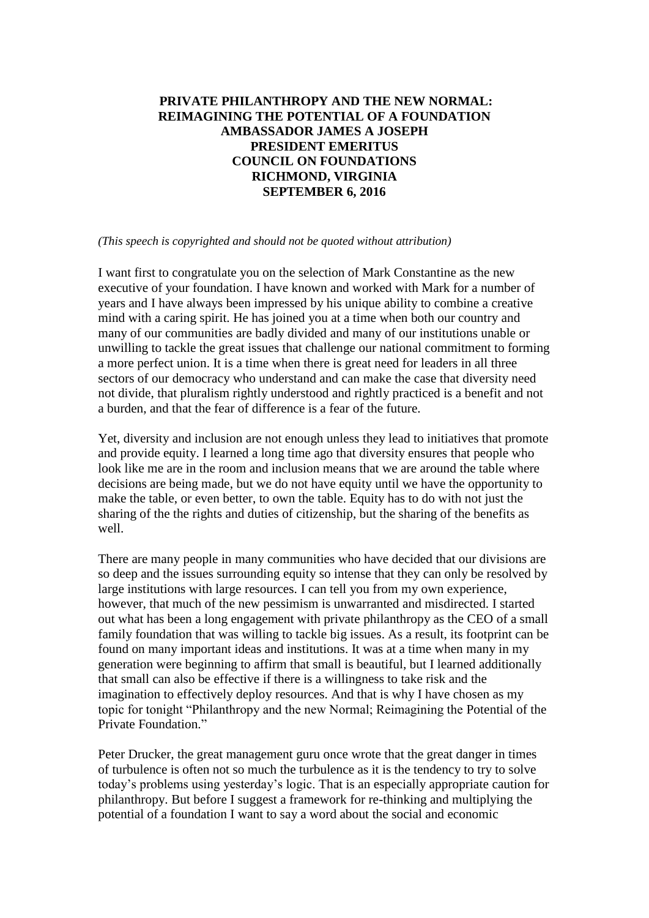**PRIVATE PHILANTHROPY AND THE NEW NORMAL:
REIMAGINING THE POTENTIAL OF A FOUNDATION
AMBASSADOR JAMES A JOSEPH
PRESIDENT EMERITUS
COUNCIL ON FOUNDATIONS
RICHMOND, VIRGINIA
SEPTEMBER 6, 2016**

*(This speech is copyrighted and should not be quoted without attribution)*

I want first to congratulate you on the selection of Mark Constantine as the new executive of your foundation. I have known and worked with Mark for a number of years and I have always been impressed by his unique ability to combine a creative mind with a caring spirit. He has joined you at a time when both our country and many of our communities are badly divided and many of our institutions unable or unwilling to tackle the great issues that challenge our national commitment to forming a more perfect union. It is a time when there is great need for leaders in all three sectors of our democracy who understand and can make the case that diversity need not divide, that pluralism rightly understood and rightly practiced is a benefit and not a burden, and that the fear of difference is a fear of the future.

Yet, diversity and inclusion are not enough unless they lead to initiatives that promote and provide equity. I learned a long time ago that diversity ensures that people who look like me are in the room and inclusion means that we are around the table where decisions are being made, but we do not have equity until we have the opportunity to make the table, or even better, to own the table. Equity has to do with not just the sharing of the the rights and duties of citizenship, but the sharing of the benefits as well.

There are many people in many communities who have decided that our divisions are so deep and the issues surrounding equity so intense that they can only be resolved by large institutions with large resources. I can tell you from my own experience, however, that much of the new pessimism is unwarranted and misdirected. I started out what has been a long engagement with private philanthropy as the CEO of a small family foundation that was willing to tackle big issues. As a result, its footprint can be found on many important ideas and institutions. It was at a time when many in my generation were beginning to affirm that small is beautiful, but I learned additionally that small can also be effective if there is a willingness to take risk and the imagination to effectively deploy resources. And that is why I have chosen as my topic for tonight "Philanthropy and the new Normal; Reimagining the Potential of the Private Foundation."

Peter Drucker, the great management guru once wrote that the great danger in times of turbulence is often not so much the turbulence as it is the tendency to try to solve today's problems using yesterday's logic. That is an especially appropriate caution for philanthropy. But before I suggest a framework for re-thinking and multiplying the potential of a foundation I want to say a word about the social and economic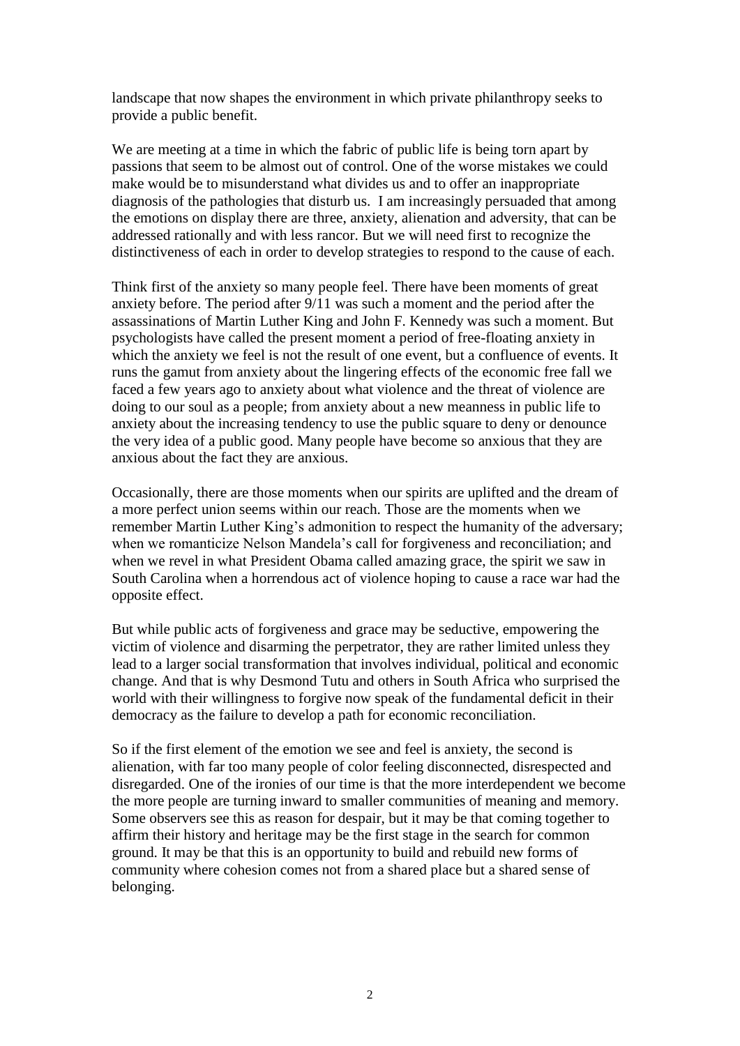landscape that now shapes the environment in which private philanthropy seeks to provide a public benefit.

We are meeting at a time in which the fabric of public life is being torn apart by passions that seem to be almost out of control. One of the worse mistakes we could make would be to misunderstand what divides us and to offer an inappropriate diagnosis of the pathologies that disturb us. I am increasingly persuaded that among the emotions on display there are three, anxiety, alienation and adversity, that can be addressed rationally and with less rancor. But we will need first to recognize the distinctiveness of each in order to develop strategies to respond to the cause of each.

Think first of the anxiety so many people feel. There have been moments of great anxiety before. The period after 9/11 was such a moment and the period after the assassinations of Martin Luther King and John F. Kennedy was such a moment. But psychologists have called the present moment a period of free-floating anxiety in which the anxiety we feel is not the result of one event, but a confluence of events. It runs the gamut from anxiety about the lingering effects of the economic free fall we faced a few years ago to anxiety about what violence and the threat of violence are doing to our soul as a people; from anxiety about a new meanness in public life to anxiety about the increasing tendency to use the public square to deny or denounce the very idea of a public good. Many people have become so anxious that they are anxious about the fact they are anxious.

Occasionally, there are those moments when our spirits are uplifted and the dream of a more perfect union seems within our reach. Those are the moments when we remember Martin Luther King's admonition to respect the humanity of the adversary; when we romanticize Nelson Mandela's call for forgiveness and reconciliation; and when we revel in what President Obama called amazing grace, the spirit we saw in South Carolina when a horrendous act of violence hoping to cause a race war had the opposite effect.

But while public acts of forgiveness and grace may be seductive, empowering the victim of violence and disarming the perpetrator, they are rather limited unless they lead to a larger social transformation that involves individual, political and economic change. And that is why Desmond Tutu and others in South Africa who surprised the world with their willingness to forgive now speak of the fundamental deficit in their democracy as the failure to develop a path for economic reconciliation.

So if the first element of the emotion we see and feel is anxiety, the second is alienation, with far too many people of color feeling disconnected, disrespected and disregarded. One of the ironies of our time is that the more interdependent we become the more people are turning inward to smaller communities of meaning and memory. Some observers see this as reason for despair, but it may be that coming together to affirm their history and heritage may be the first stage in the search for common ground. It may be that this is an opportunity to build and rebuild new forms of community where cohesion comes not from a shared place but a shared sense of belonging.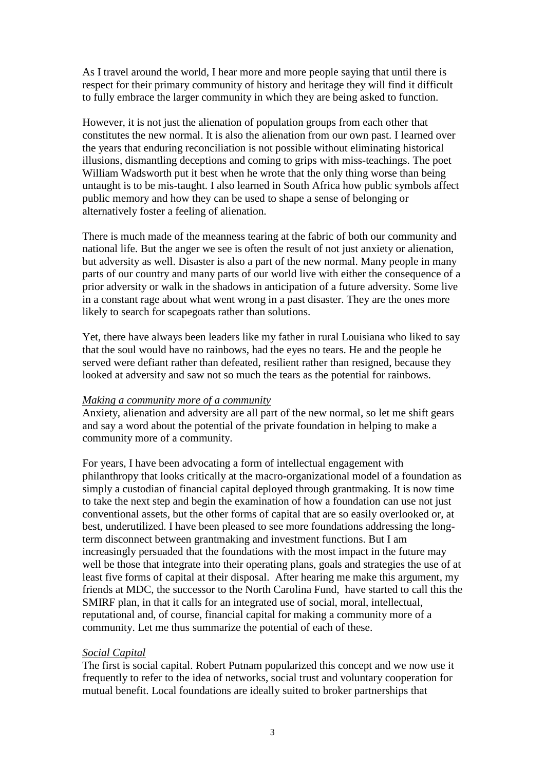As I travel around the world, I hear more and more people saying that until there is respect for their primary community of history and heritage they will find it difficult to fully embrace the larger community in which they are being asked to function.

However, it is not just the alienation of population groups from each other that constitutes the new normal. It is also the alienation from our own past. I learned over the years that enduring reconciliation is not possible without eliminating historical illusions, dismantling deceptions and coming to grips with miss-teachings. The poet William Wadsworth put it best when he wrote that the only thing worse than being untaught is to be mis-taught. I also learned in South Africa how public symbols affect public memory and how they can be used to shape a sense of belonging or alternatively foster a feeling of alienation.

There is much made of the meanness tearing at the fabric of both our community and national life. But the anger we see is often the result of not just anxiety or alienation, but adversity as well. Disaster is also a part of the new normal. Many people in many parts of our country and many parts of our world live with either the consequence of a prior adversity or walk in the shadows in anticipation of a future adversity. Some live in a constant rage about what went wrong in a past disaster. They are the ones more likely to search for scapegoats rather than solutions.

Yet, there have always been leaders like my father in rural Louisiana who liked to say that the soul would have no rainbows, had the eyes no tears. He and the people he served were defiant rather than defeated, resilient rather than resigned, because they looked at adversity and saw not so much the tears as the potential for rainbows.

*Making a community more of a community*

Anxiety, alienation and adversity are all part of the new normal, so let me shift gears and say a word about the potential of the private foundation in helping to make a community more of a community.

For years, I have been advocating a form of intellectual engagement with philanthropy that looks critically at the macro-organizational model of a foundation as simply a custodian of financial capital deployed through grantmaking. It is now time to take the next step and begin the examination of how a foundation can use not just conventional assets, but the other forms of capital that are so easily overlooked or, at best, underutilized. I have been pleased to see more foundations addressing the long-term disconnect between grantmaking and investment functions. But I am increasingly persuaded that the foundations with the most impact in the future may well be those that integrate into their operating plans, goals and strategies the use of at least five forms of capital at their disposal. After hearing me make this argument, my friends at MDC, the successor to the North Carolina Fund, have started to call this the SMIRF plan, in that it calls for an integrated use of social, moral, intellectual, reputational and, of course, financial capital for making a community more of a community. Let me thus summarize the potential of each of these.

*Social Capital*

The first is social capital. Robert Putnam popularized this concept and we now use it frequently to refer to the idea of networks, social trust and voluntary cooperation for mutual benefit. Local foundations are ideally suited to broker partnerships that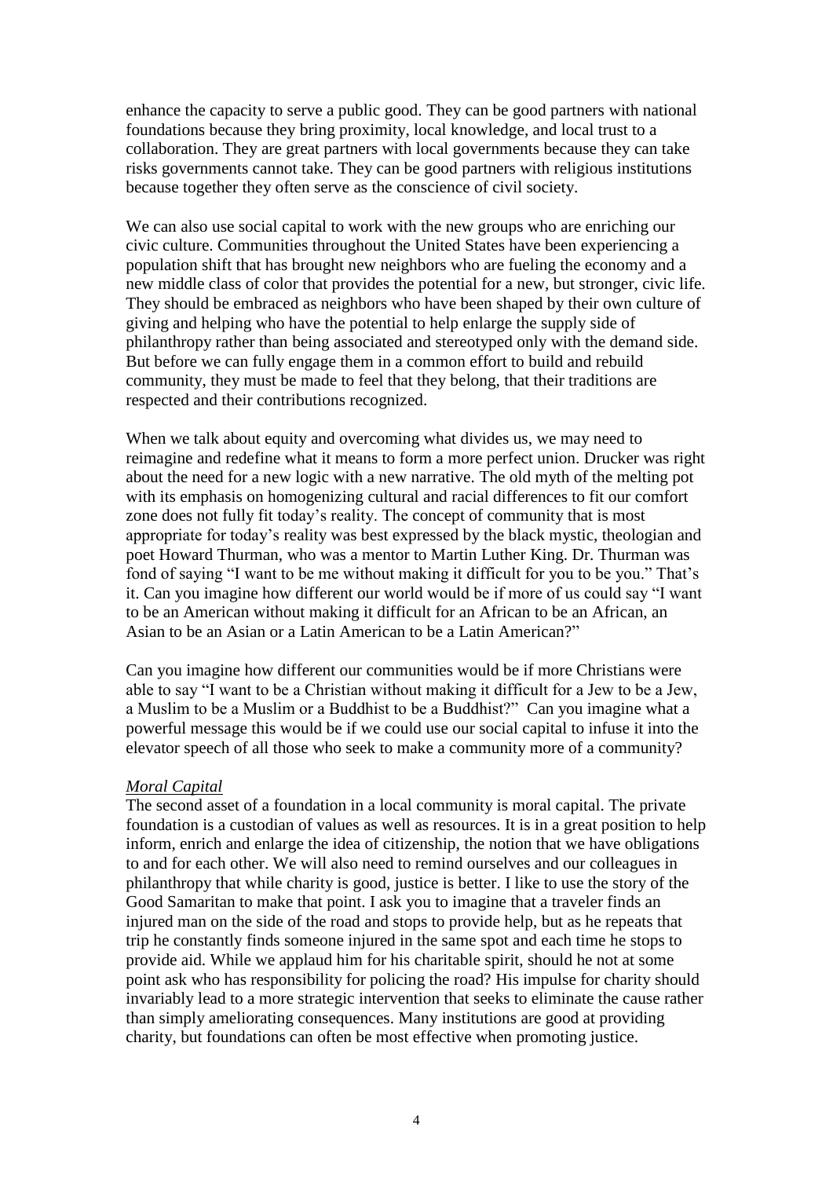enhance the capacity to serve a public good. They can be good partners with national foundations because they bring proximity, local knowledge, and local trust to a collaboration. They are great partners with local governments because they can take risks governments cannot take. They can be good partners with religious institutions because together they often serve as the conscience of civil society.

We can also use social capital to work with the new groups who are enriching our civic culture. Communities throughout the United States have been experiencing a population shift that has brought new neighbors who are fueling the economy and a new middle class of color that provides the potential for a new, but stronger, civic life. They should be embraced as neighbors who have been shaped by their own culture of giving and helping who have the potential to help enlarge the supply side of philanthropy rather than being associated and stereotyped only with the demand side. But before we can fully engage them in a common effort to build and rebuild community, they must be made to feel that they belong, that their traditions are respected and their contributions recognized.

When we talk about equity and overcoming what divides us, we may need to reimagine and redefine what it means to form a more perfect union. Drucker was right about the need for a new logic with a new narrative. The old myth of the melting pot with its emphasis on homogenizing cultural and racial differences to fit our comfort zone does not fully fit today's reality. The concept of community that is most appropriate for today's reality was best expressed by the black mystic, theologian and poet Howard Thurman, who was a mentor to Martin Luther King. Dr. Thurman was fond of saying "I want to be me without making it difficult for you to be you." That's it. Can you imagine how different our world would be if more of us could say "I want to be an American without making it difficult for an African to be an African, an Asian to be an Asian or a Latin American to be a Latin American?"

Can you imagine how different our communities would be if more Christians were able to say "I want to be a Christian without making it difficult for a Jew to be a Jew, a Muslim to be a Muslim or a Buddhist to be a Buddhist?" Can you imagine what a powerful message this would be if we could use our social capital to infuse it into the elevator speech of all those who seek to make a community more of a community?

*Moral Capital*

The second asset of a foundation in a local community is moral capital. The private foundation is a custodian of values as well as resources. It is in a great position to help inform, enrich and enlarge the idea of citizenship, the notion that we have obligations to and for each other. We will also need to remind ourselves and our colleagues in philanthropy that while charity is good, justice is better. I like to use the story of the Good Samaritan to make that point. I ask you to imagine that a traveler finds an injured man on the side of the road and stops to provide help, but as he repeats that trip he constantly finds someone injured in the same spot and each time he stops to provide aid. While we applaud him for his charitable spirit, should he not at some point ask who has responsibility for policing the road? His impulse for charity should invariably lead to a more strategic intervention that seeks to eliminate the cause rather than simply ameliorating consequences. Many institutions are good at providing charity, but foundations can often be most effective when promoting justice.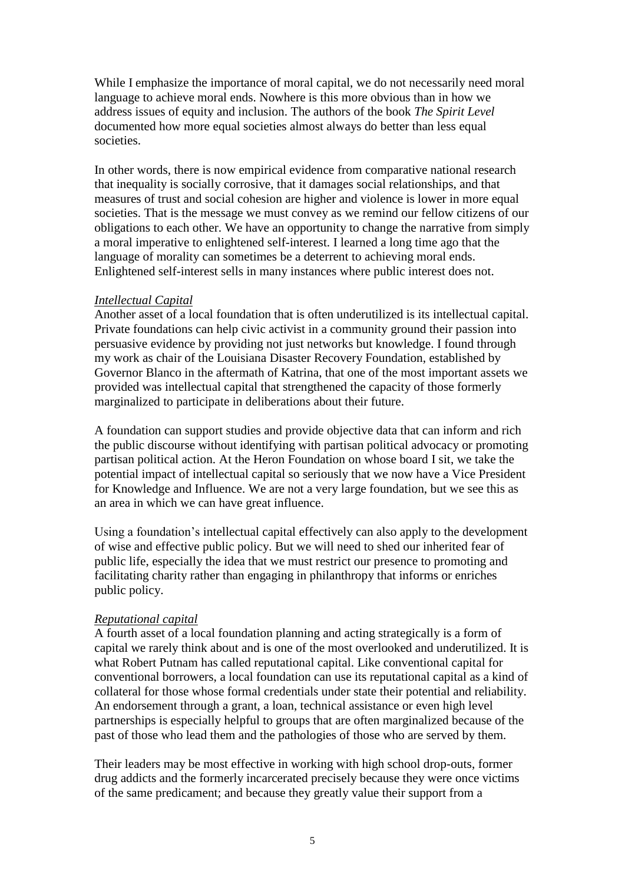While I emphasize the importance of moral capital, we do not necessarily need moral language to achieve moral ends. Nowhere is this more obvious than in how we address issues of equity and inclusion. The authors of the book *The Spirit Level* documented how more equal societies almost always do better than less equal societies.

In other words, there is now empirical evidence from comparative national research that inequality is socially corrosive, that it damages social relationships, and that measures of trust and social cohesion are higher and violence is lower in more equal societies. That is the message we must convey as we remind our fellow citizens of our obligations to each other. We have an opportunity to change the narrative from simply a moral imperative to enlightened self-interest. I learned a long time ago that the language of morality can sometimes be a deterrent to achieving moral ends. Enlightened self-interest sells in many instances where public interest does not.

*Intellectual Capital*

Another asset of a local foundation that is often underutilized is its intellectual capital. Private foundations can help civic activist in a community ground their passion into persuasive evidence by providing not just networks but knowledge. I found through my work as chair of the Louisiana Disaster Recovery Foundation, established by Governor Blanco in the aftermath of Katrina, that one of the most important assets we provided was intellectual capital that strengthened the capacity of those formerly marginalized to participate in deliberations about their future.

A foundation can support studies and provide objective data that can inform and rich the public discourse without identifying with partisan political advocacy or promoting partisan political action. At the Heron Foundation on whose board I sit, we take the potential impact of intellectual capital so seriously that we now have a Vice President for Knowledge and Influence. We are not a very large foundation, but we see this as an area in which we can have great influence.

Using a foundation's intellectual capital effectively can also apply to the development of wise and effective public policy. But we will need to shed our inherited fear of public life, especially the idea that we must restrict our presence to promoting and facilitating charity rather than engaging in philanthropy that informs or enriches public policy.

*Reputational capital*

A fourth asset of a local foundation planning and acting strategically is a form of capital we rarely think about and is one of the most overlooked and underutilized. It is what Robert Putnam has called reputational capital. Like conventional capital for conventional borrowers, a local foundation can use its reputational capital as a kind of collateral for those whose formal credentials under state their potential and reliability. An endorsement through a grant, a loan, technical assistance or even high level partnerships is especially helpful to groups that are often marginalized because of the past of those who lead them and the pathologies of those who are served by them.

Their leaders may be most effective in working with high school drop-outs, former drug addicts and the formerly incarcerated precisely because they were once victims of the same predicament; and because they greatly value their support from a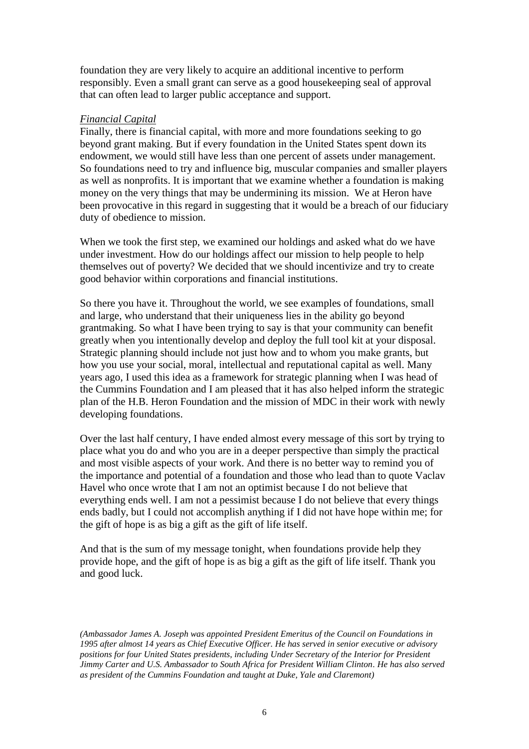foundation they are very likely to acquire an additional incentive to perform responsibly. Even a small grant can serve as a good housekeeping seal of approval that can often lead to larger public acceptance and support.

*Financial Capital*

Finally, there is financial capital, with more and more foundations seeking to go beyond grant making. But if every foundation in the United States spent down its endowment, we would still have less than one percent of assets under management. So foundations need to try and influence big, muscular companies and smaller players as well as nonprofits. It is important that we examine whether a foundation is making money on the very things that may be undermining its mission. We at Heron have been provocative in this regard in suggesting that it would be a breach of our fiduciary duty of obedience to mission.

When we took the first step, we examined our holdings and asked what do we have under investment. How do our holdings affect our mission to help people to help themselves out of poverty? We decided that we should incentivize and try to create good behavior within corporations and financial institutions.

So there you have it. Throughout the world, we see examples of foundations, small and large, who understand that their uniqueness lies in the ability go beyond grantmaking. So what I have been trying to say is that your community can benefit greatly when you intentionally develop and deploy the full tool kit at your disposal. Strategic planning should include not just how and to whom you make grants, but how you use your social, moral, intellectual and reputational capital as well. Many years ago, I used this idea as a framework for strategic planning when I was head of the Cummins Foundation and I am pleased that it has also helped inform the strategic plan of the H.B. Heron Foundation and the mission of MDC in their work with newly developing foundations.

Over the last half century, I have ended almost every message of this sort by trying to place what you do and who you are in a deeper perspective than simply the practical and most visible aspects of your work. And there is no better way to remind you of the importance and potential of a foundation and those who lead than to quote Vaclav Havel who once wrote that I am not an optimist because I do not believe that everything ends well. I am not a pessimist because I do not believe that every things ends badly, but I could not accomplish anything if I did not have hope within me; for the gift of hope is as big a gift as the gift of life itself.

And that is the sum of my message tonight, when foundations provide help they provide hope, and the gift of hope is as big a gift as the gift of life itself. Thank you and good luck.

*(Ambassador James A. Joseph was appointed President Emeritus of the Council on Foundations in 1995 after almost 14 years as Chief Executive Officer. He has served in senior executive or advisory positions for four United States presidents, including Under Secretary of the Interior for President Jimmy Carter and U.S. Ambassador to South Africa for President William Clinton. He has also served as president of the Cummins Foundation and taught at Duke, Yale and Claremont)*